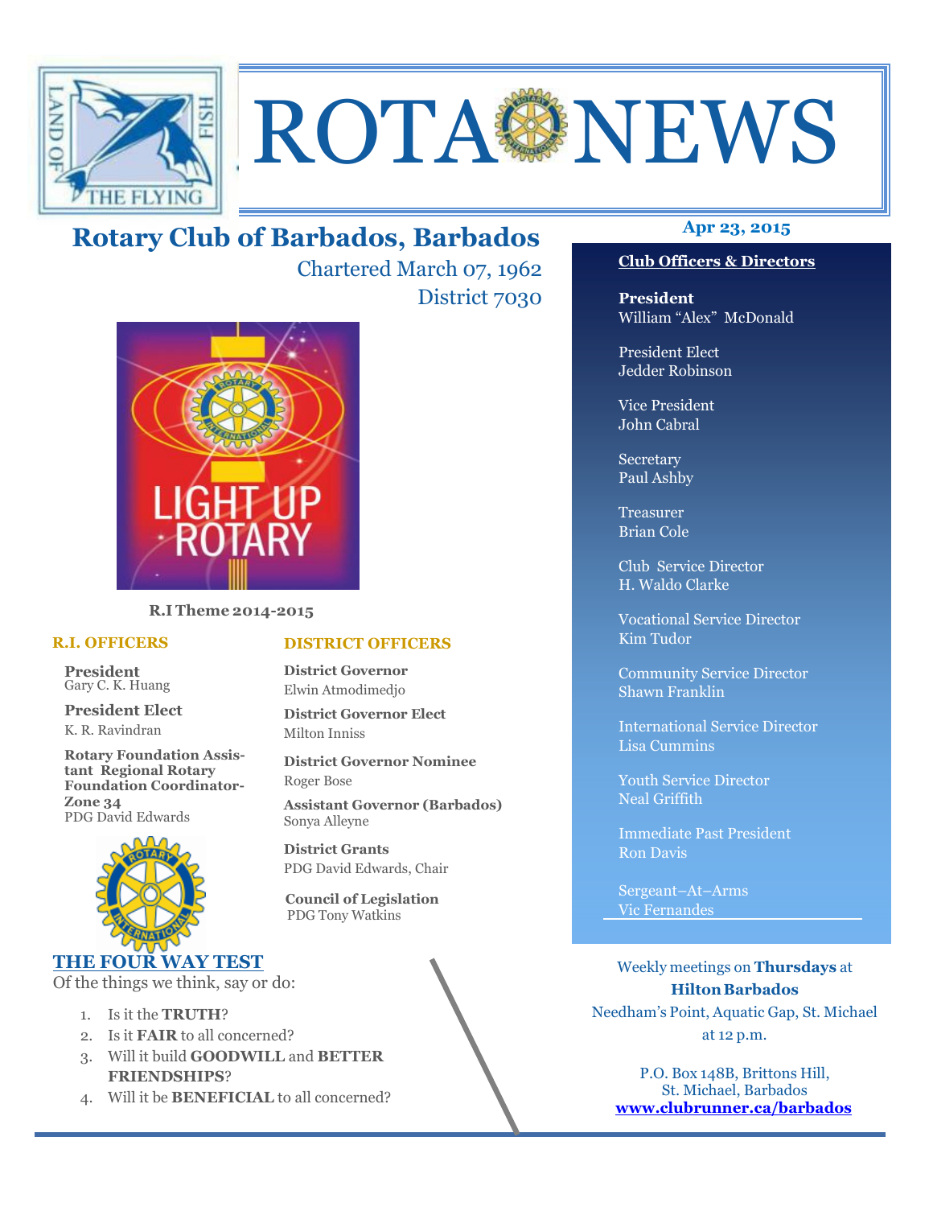# ROTA NEWS

## Rotary Club of Barbados, Barbados

Chartered March 07, 1962

District 7030

**Apr 23, 2015**

**R.I Theme 2014-2015**

### R.I. OFFICERS

**President**
Gary C. K. Huang

**President Elect**
K. R. Ravindran

**Rotary Foundation Assistant Regional Rotary Foundation Coordinator-Zone 34**
PDG David Edwards

### DISTRICT OFFICERS

**District Governor**
Elwin Atmodimedjo

**District Governor Elect**
Milton Inniss

**District Governor Nominee**
Roger Bose

**Assistant Governor (Barbados)**
Sonya Alleyne

**District Grants**
PDG David Edwards, Chair

**Council of Legislation**
PDG Tony Watkins

### THE FOUR WAY TEST

Of the things we think, say or do:

1. Is it the **TRUTH**?
2. Is it **FAIR** to all concerned?
3. Will it build **GOODWILL** and **BETTER FRIENDSHIPS**?
4. Will it be **BENEFICIAL** to all concerned?

### Club Officers & Directors

**President**
William "Alex" McDonald

President Elect
Jedder Robinson

Vice President
John Cabral

Secretary
Paul Ashby

Treasurer
Brian Cole

Club Service Director
H. Waldo Clarke

Vocational Service Director
Kim Tudor

Community Service Director
Shawn Franklin

International Service Director
Lisa Cummins

Youth Service Director
Neal Griffith

Immediate Past President
Ron Davis

Sergeant–At–Arms
Vic Fernandes

Weekly meetings on **Thursdays** at **Hilton Barbados**
Needham's Point, Aquatic Gap, St. Michael
at 12 p.m.

P.O. Box 148B, Brittons Hill,
St. Michael, Barbados
**www.clubrunner.ca/barbados**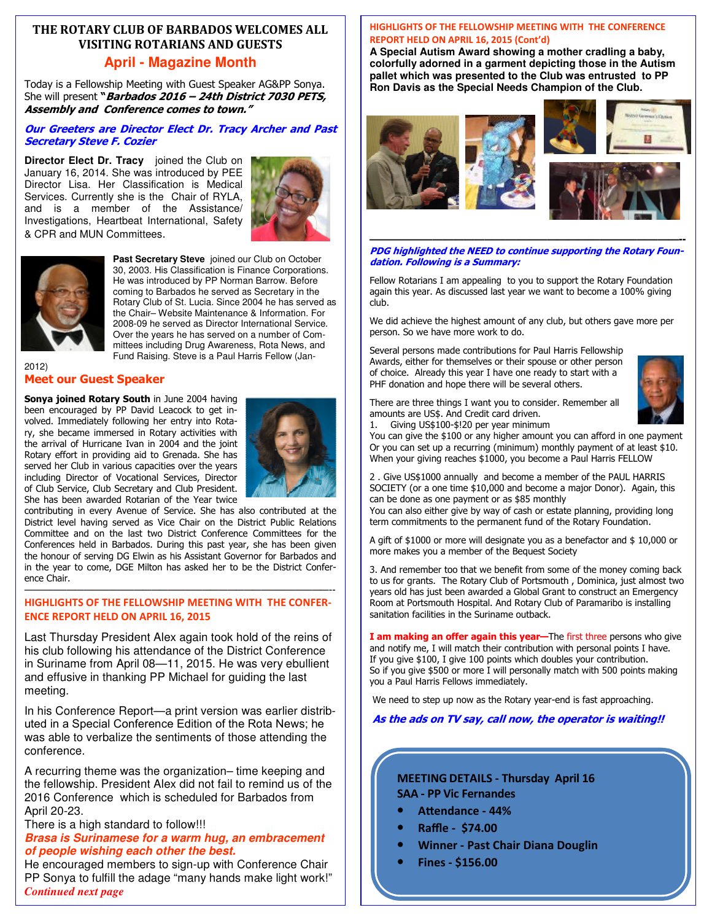# THE ROTARY CLUB OF BARBADOS WELCOMES ALL VISITING ROTARIANS AND GUESTS

## April - Magazine Month

Today is a Fellowship Meeting with Guest Speaker AG&PP Sonya. She will present ***"Barbados 2016 – 24th District 7030 PETS, Assembly and Conference comes to town."***

***Our Greeters are Director Elect Dr. Tracy Archer and Past Secretary Steve F. Cozier***

**Director Elect Dr. Tracy** joined the Club on January 16, 2014. She was introduced by PEE Director Lisa. Her Classification is Medical Services. Currently she is the Chair of RYLA, and is a member of the Assistance/ Investigations, Heartbeat International, Safety & CPR and MUN Committees.

**Past Secretary Steve** joined our Club on October 30, 2003. His Classification is Finance Corporations. He was introduced by PP Norman Barrow. Before coming to Barbados he served as Secretary in the Rotary Club of St. Lucia. Since 2004 he has served as the Chair– Website Maintenance & Information. For 2008-09 he served as Director International Service. Over the years he has served on a number of Committees including Drug Awareness, Rota News, and Fund Raising. Steve is a Paul Harris Fellow (Jan-2012)

## Meet our Guest Speaker

**Sonya joined Rotary South** in June 2004 having been encouraged by PP David Leacock to get involved. Immediately following her entry into Rotary, she became immersed in Rotary activities with the arrival of Hurricane Ivan in 2004 and the joint Rotary effort in providing aid to Grenada. She has served her Club in various capacities over the years including Director of Vocational Services, Director of Club Service, Club Secretary and Club President. She has been awarded Rotarian of the Year twice contributing in every Avenue of Service. She has also contributed at the District level having served as Vice Chair on the District Public Relations Committee and on the last two District Conference Committees for the Conferences held in Barbados. During this past year, she has been given the honour of serving DG Elwin as his Assistant Governor for Barbados and in the year to come, DGE Milton has asked her to be the District Conference Chair.

---

### HIGHLIGHTS OF THE FELLOWSHIP MEETING WITH THE CONFERENCE REPORT HELD ON APRIL 16, 2015

Last Thursday President Alex again took hold of the reins of his club following his attendance of the District Conference in Suriname from April 08—11, 2015. He was very ebullient and effusive in thanking PP Michael for guiding the last meeting.

In his Conference Report—a print version was earlier distributed in a Special Conference Edition of the Rota News; he was able to verbalize the sentiments of those attending the conference.

A recurring theme was the organization– time keeping and the fellowship. President Alex did not fail to remind us of the 2016 Conference which is scheduled for Barbados from April 20-23.

There is a high standard to follow!!!

***Brasa is Surinamese for a warm hug, an embracement of people wishing each other the best.***

He encouraged members to sign-up with Conference Chair PP Sonya to fulfill the adage "many hands make light work!"

*Continued next page*

### HIGHLIGHTS OF THE FELLOWSHIP MEETING WITH THE CONFERENCE REPORT HELD ON APRIL 16, 2015 (Cont'd)

**A Special Autism Award showing a mother cradling a baby, colorfully adorned in a garment depicting those in the Autism pallet which was presented to the Club was entrusted to PP Ron Davis as the Special Needs Champion of the Club.**

---

***PDG highlighted the NEED to continue supporting the Rotary Foundation. Following is a Summary:***

Fellow Rotarians I am appealing to you to support the Rotary Foundation again this year. As discussed last year we want to become a 100% giving club.

We did achieve the highest amount of any club, but others gave more per person. So we have more work to do.

Several persons made contributions for Paul Harris Fellowship Awards, either for themselves or their spouse or other person of choice. Already this year I have one ready to start with a PHF donation and hope there will be several others.

There are three things I want you to consider. Remember all amounts are US$. And Credit card driven.

1. Giving US$100-$!20 per year minimum

You can give the $100 or any higher amount you can afford in one payment Or you can set up a recurring (minimum) monthly payment of at least $10. When your giving reaches $1000, you become a Paul Harris FELLOW

2 . Give US$1000 annually and become a member of the PAUL HARRIS SOCIETY (or a one time $10,000 and become a major Donor). Again, this can be done as one payment or as $85 monthly

You can also either give by way of cash or estate planning, providing long term commitments to the permanent fund of the Rotary Foundation.

A gift of $1000 or more will designate you as a benefactor and $ 10,000 or more makes you a member of the Bequest Society

3. And remember too that we benefit from some of the money coming back to us for grants. The Rotary Club of Portsmouth , Dominica, just almost two years old has just been awarded a Global Grant to construct an Emergency Room at Portsmouth Hospital. And Rotary Club of Paramaribo is installing sanitation facilities in the Suriname outback.

**I am making an offer again this year—**The first three persons who give and notify me, I will match their contribution with personal points I have. If you give $100, I give 100 points which doubles your contribution. So if you give $500 or more I will personally match with 500 points making you a Paul Harris Fellows immediately.

We need to step up now as the Rotary year-end is fast approaching.

***As the ads on TV say, call now, the operator is waiting!!***

**MEETING DETAILS - Thursday April 16**

**SAA - PP Vic Fernandes**

- **Attendance - 44%**
- **Raffle - $74.00**
- **Winner - Past Chair Diana Douglin**
- **Fines - $156.00**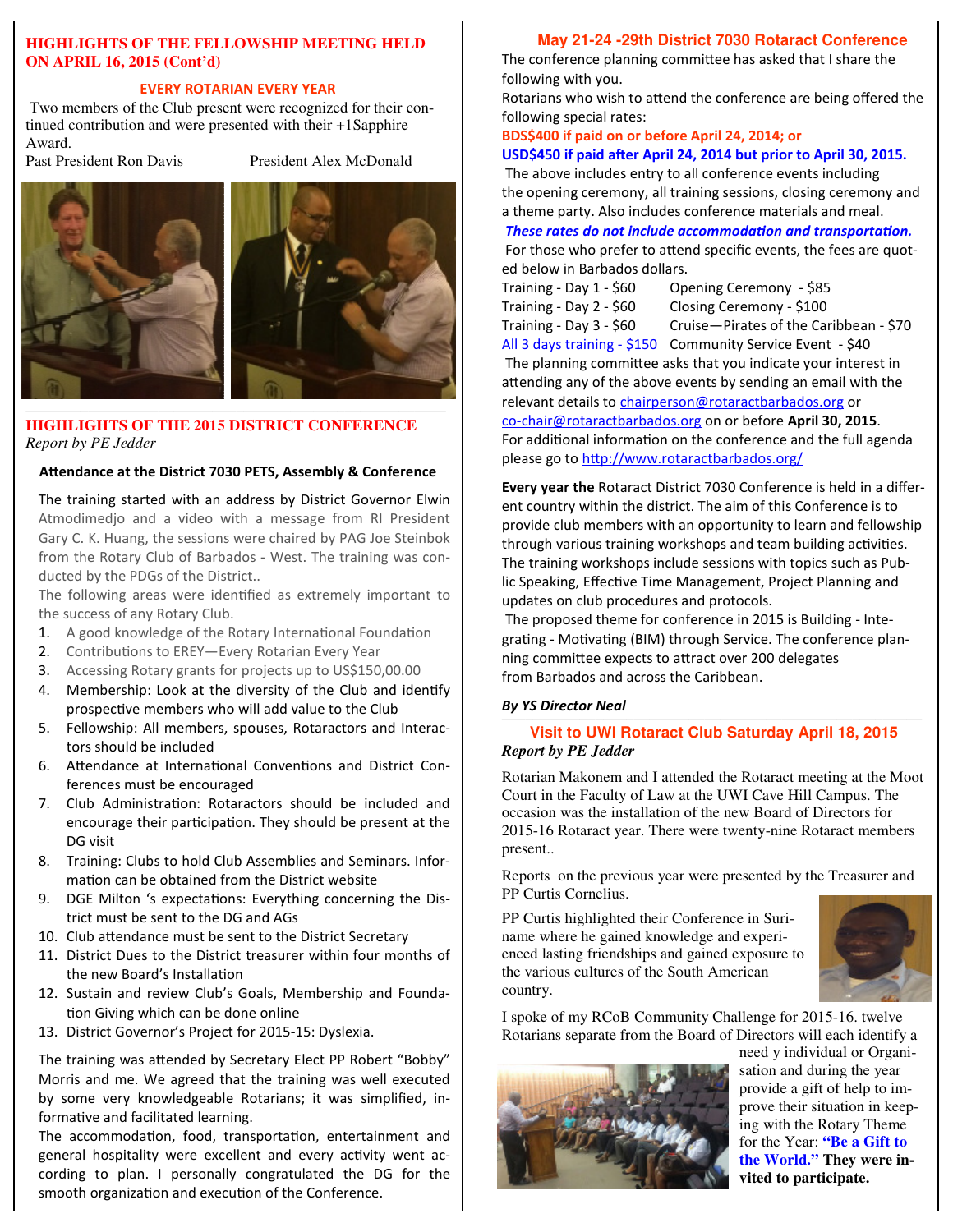## HIGHLIGHTS OF THE FELLOWSHIP MEETING HELD ON APRIL 16, 2015 (Cont'd)

### EVERY ROTARIAN EVERY YEAR

Two members of the Club present were recognized for their continued contribution and were presented with their +1Sapphire Award.

Past President Ron Davis President Alex McDonald

## HIGHLIGHTS OF THE 2015 DISTRICT CONFERENCE

*Report by PE Jedder*

**Attendance at the District 7030 PETS, Assembly & Conference**

The training started with an address by District Governor Elwin Atmodimedjo and a video with a message from RI President Gary C. K. Huang, the sessions were chaired by PAG Joe Steinbok from the Rotary Club of Barbados - West. The training was conducted by the PDGs of the District..

The following areas were identified as extremely important to the success of any Rotary Club.

1. A good knowledge of the Rotary International Foundation
2. Contributions to EREY—Every Rotarian Every Year
3. Accessing Rotary grants for projects up to US$150,00.00
4. Membership: Look at the diversity of the Club and identify prospective members who will add value to the Club
5. Fellowship: All members, spouses, Rotaractors and Interactors should be included
6. Attendance at International Conventions and District Conferences must be encouraged
7. Club Administration: Rotaractors should be included and encourage their participation. They should be present at the DG visit
8. Training: Clubs to hold Club Assemblies and Seminars. Information can be obtained from the District website
9. DGE Milton 's expectations: Everything concerning the District must be sent to the DG and AGs
10. Club attendance must be sent to the District Secretary
11. District Dues to the District treasurer within four months of the new Board's Installation
12. Sustain and review Club's Goals, Membership and Foundation Giving which can be done online
13. District Governor's Project for 2015-15: Dyslexia.

The training was attended by Secretary Elect PP Robert "Bobby" Morris and me. We agreed that the training was well executed by some very knowledgeable Rotarians; it was simplified, informative and facilitated learning.

The accommodation, food, transportation, entertainment and general hospitality were excellent and every activity went according to plan. I personally congratulated the DG for the smooth organization and execution of the Conference.

## May 21-24 -29th District 7030 Rotaract Conference

The conference planning committee has asked that I share the following with you.

Rotarians who wish to attend the conference are being offered the following special rates:

**BDS$400 if paid on or before April 24, 2014; or**

**USD$450 if paid after April 24, 2014 but prior to April 30, 2015.**

The above includes entry to all conference events including the opening ceremony, all training sessions, closing ceremony and a theme party. Also includes conference materials and meal.

***These rates do not include accommodation and transportation.***

For those who prefer to attend specific events, the fees are quoted below in Barbados dollars.

| | |
|---|---|
| Training - Day 1 - $60 | Opening Ceremony - $85 |
| Training - Day 2 - $60 | Closing Ceremony - $100 |
| Training - Day 3 - $60 | Cruise—Pirates of the Caribbean - $70 |
| All 3 days training - $150 | Community Service Event - $40 |

The planning committee asks that you indicate your interest in attending any of the above events by sending an email with the relevant details to chairperson@rotaractbarbados.org or co-chair@rotaractbarbados.org on or before **April 30, 2015**.

For additional information on the conference and the full agenda please go to http://www.rotaractbarbados.org/

**Every year the** Rotaract District 7030 Conference is held in a different country within the district. The aim of this Conference is to provide club members with an opportunity to learn and fellowship through various training workshops and team building activities. The training workshops include sessions with topics such as Public Speaking, Effective Time Management, Project Planning and updates on club procedures and protocols.

The proposed theme for conference in 2015 is Building - Integrating - Motivating (BIM) through Service. The conference planning committee expects to attract over 200 delegates from Barbados and across the Caribbean.

***By YS Director Neal***

## Visit to UWI Rotaract Club Saturday April 18, 2015

***Report by PE Jedder***

Rotarian Makonem and I attended the Rotaract meeting at the Moot Court in the Faculty of Law at the UWI Cave Hill Campus. The occasion was the installation of the new Board of Directors for 2015-16 Rotaract year. There were twenty-nine Rotaract members present..

Reports on the previous year were presented by the Treasurer and PP Curtis Cornelius.

PP Curtis highlighted their Conference in Suriname where he gained knowledge and experienced lasting friendships and gained exposure to the various cultures of the South American country.

I spoke of my RCoB Community Challenge for 2015-16. twelve Rotarians separate from the Board of Directors will each identify a need y individual or Organisation and during the year provide a gift of help to improve their situation in keeping with the Rotary Theme for the Year: **"Be a Gift to the World." They were invited to participate.**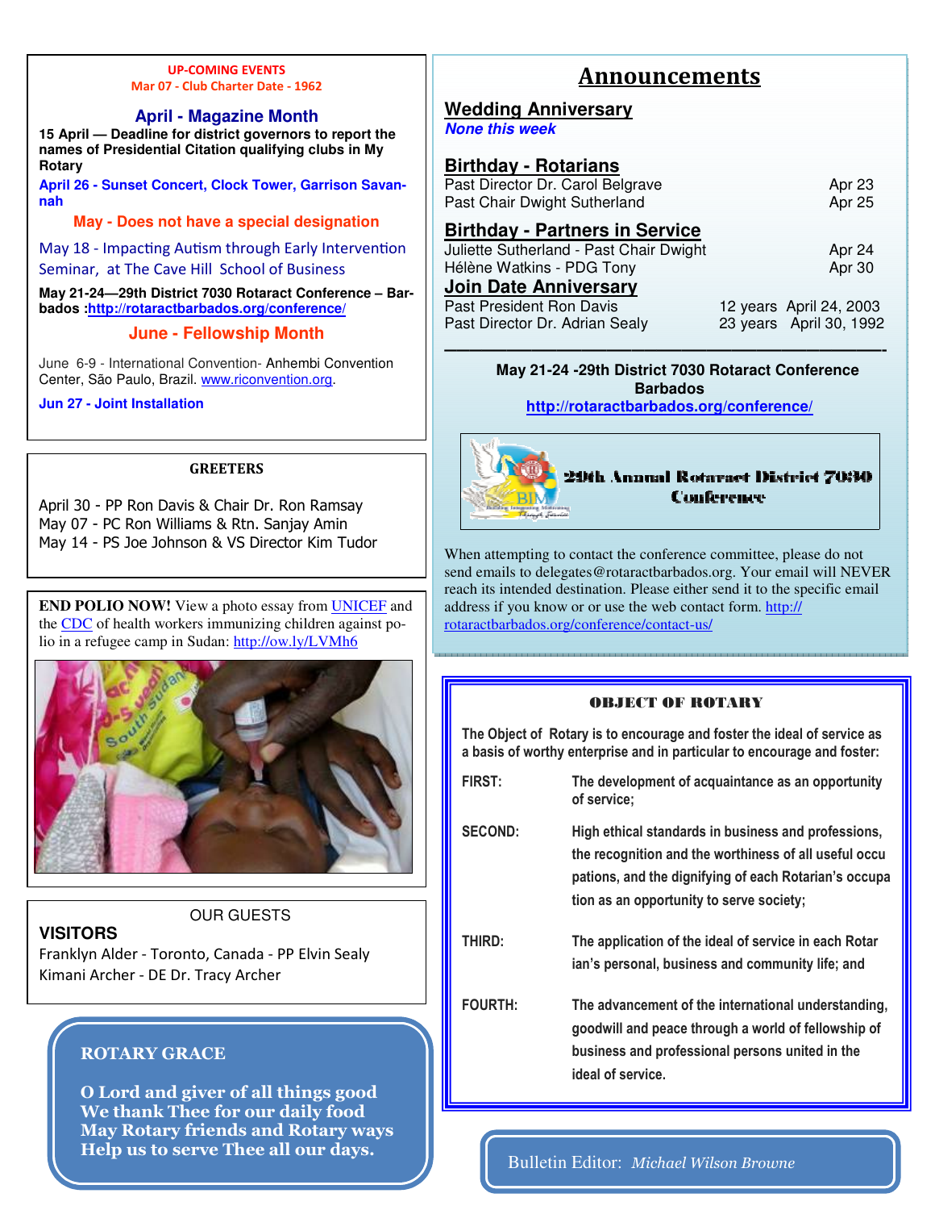**UP-COMING EVENTS**
**Mar 07 - Club Charter Date - 1962**

### April - Magazine Month

**15 April — Deadline for district governors to report the names of Presidential Citation qualifying clubs in My Rotary**

**April 26 - Sunset Concert, Clock Tower, Garrison Savannah**

### May - Does not have a special designation

May 18 - Impacting Autism through Early Intervention Seminar, at The Cave Hill School of Business

**May 21-24—29th District 7030 Rotaract Conference – Barbados :http://rotaractbarbados.org/conference/**

### June - Fellowship Month

June 6-9 - International Convention- Anhembi Convention Center, São Paulo, Brazil. www.riconvention.org.

**Jun 27 - Joint Installation**

---

**GREETERS**

April 30 - PP Ron Davis & Chair Dr. Ron Ramsay
May 07 - PC Ron Williams & Rtn. Sanjay Amin
May 14 - PS Joe Johnson & VS Director Kim Tudor

---

**END POLIO NOW!** View a photo essay from UNICEF and the CDC of health workers immunizing children against polio in a refugee camp in Sudan: http://ow.ly/LVMh6

---

OUR GUESTS

**VISITORS**

Franklyn Alder - Toronto, Canada - PP Elvin Sealy
Kimani Archer - DE Dr. Tracy Archer

---

**ROTARY GRACE**

**O Lord and giver of all things good**
**We thank Thee for our daily food**
**May Rotary friends and Rotary ways**
**Help us to serve Thee all our days.**

---

# Announcements

## Wedding Anniversary

***None this week***

## Birthday - Rotarians

| | |
|---|---|
| Past Director Dr. Carol Belgrave | Apr 23 |
| Past Chair Dwight Sutherland | Apr 25 |

## Birthday - Partners in Service

| | |
|---|---|
| Juliette Sutherland - Past Chair Dwight | Apr 24 |
| Hélène Watkins - PDG Tony | Apr 30 |

## Join Date Anniversary

| | | |
|---|---|---|
| Past President Ron Davis | 12 years | April 24, 2003 |
| Past Director Dr. Adrian Sealy | 23 years | April 30, 1992 |

---

**May 21-24 -29th District 7030 Rotaract Conference Barbados**
**http://rotaractbarbados.org/conference/**

**29th Annual Rotaract District 7030 Conference**

When attempting to contact the conference committee, please do not send emails to delegates@rotaractbarbados.org. Your email will NEVER reach its intended destination. Please either send it to the specific email address if you know or or use the web contact form. http://rotaractbarbados.org/conference/contact-us/

---

**OBJECT OF ROTARY**

**The Object of Rotary is to encourage and foster the ideal of service as a basis of worthy enterprise and in particular to encourage and foster:**

**FIRST:** The development of acquaintance as an opportunity of service;

**SECOND:** High ethical standards in business and professions, the recognition and the worthiness of all useful occupations, and the dignifying of each Rotarian's occupation as an opportunity to serve society;

**THIRD:** The application of the ideal of service in each Rotarian's personal, business and community life; and

**FOURTH:** The advancement of the international understanding, goodwill and peace through a world of fellowship of business and professional persons united in the ideal of service.

---

Bulletin Editor: *Michael Wilson Browne*